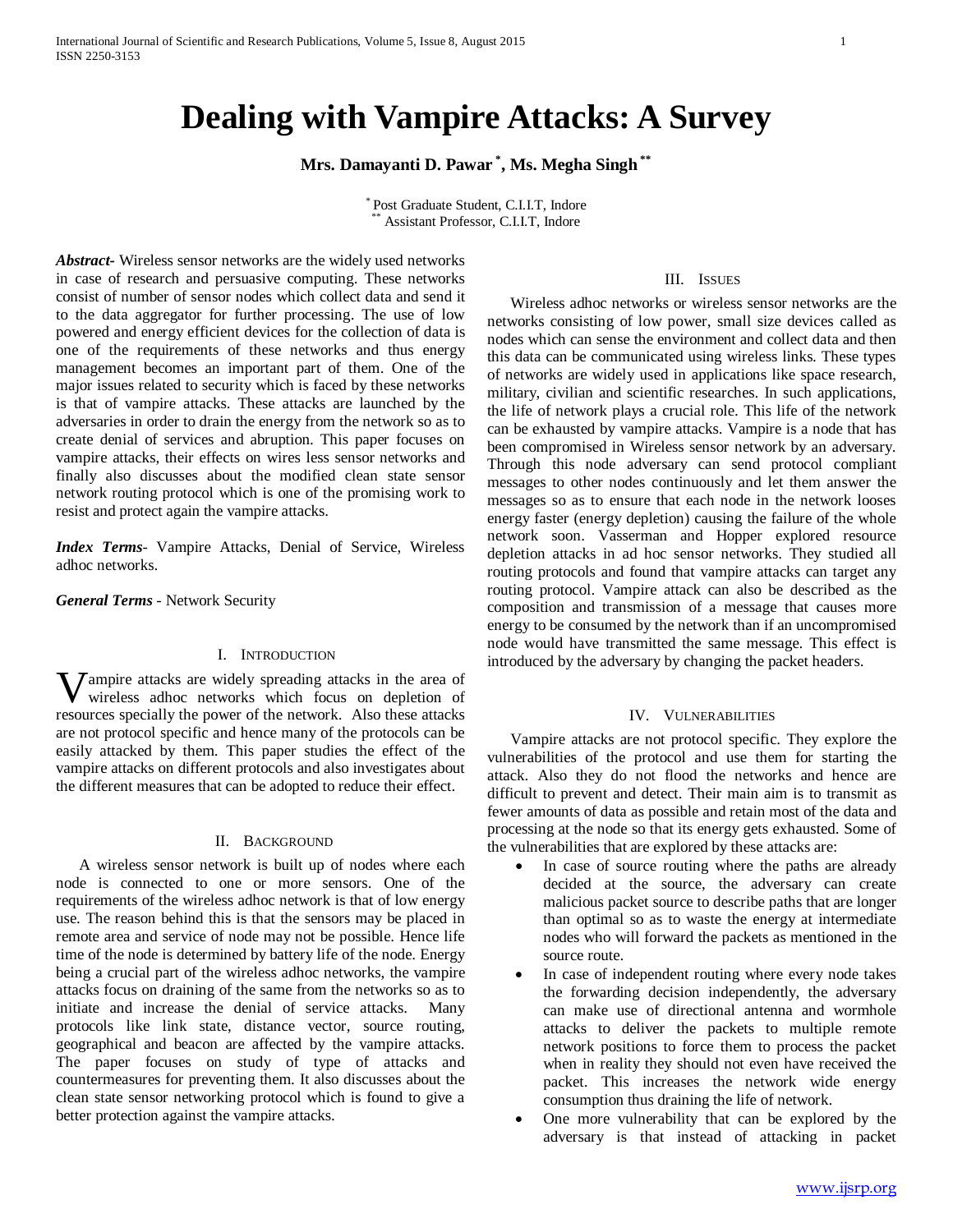# Dealing with Vampire Attacks: A Survey

**Mrs. Damayanti D. Pawar [*], Ms. Megha Singh [**]**

[*] Post Graduate Student, C.I.I.T, Indore
[**] Assistant Professor, C.I.I.T, Indore

***Abstract***- Wireless sensor networks are the widely used networks in case of research and persuasive computing. These networks consist of number of sensor nodes which collect data and send it to the data aggregator for further processing. The use of low powered and energy efficient devices for the collection of data is one of the requirements of these networks and thus energy management becomes an important part of them. One of the major issues related to security which is faced by these networks is that of vampire attacks. These attacks are launched by the adversaries in order to drain the energy from the network so as to create denial of services and abruption. This paper focuses on vampire attacks, their effects on wires less sensor networks and finally also discusses about the modified clean state sensor network routing protocol which is one of the promising work to resist and protect again the vampire attacks.

***Index Terms***- Vampire Attacks, Denial of Service, Wireless adhoc networks.

***General Terms*** - Network Security

## I. Introduction

Vampire attacks are widely spreading attacks in the area of wireless adhoc networks which focus on depletion of resources specially the power of the network. Also these attacks are not protocol specific and hence many of the protocols can be easily attacked by them. This paper studies the effect of the vampire attacks on different protocols and also investigates about the different measures that can be adopted to reduce their effect.

## II. Background

A wireless sensor network is built up of nodes where each node is connected to one or more sensors. One of the requirements of the wireless adhoc network is that of low energy use. The reason behind this is that the sensors may be placed in remote area and service of node may not be possible. Hence life time of the node is determined by battery life of the node. Energy being a crucial part of the wireless adhoc networks, the vampire attacks focus on draining of the same from the networks so as to initiate and increase the denial of service attacks. Many protocols like link state, distance vector, source routing, geographical and beacon are affected by the vampire attacks. The paper focuses on study of type of attacks and countermeasures for preventing them. It also discusses about the clean state sensor networking protocol which is found to give a better protection against the vampire attacks.

## III. Issues

Wireless adhoc networks or wireless sensor networks are the networks consisting of low power, small size devices called as nodes which can sense the environment and collect data and then this data can be communicated using wireless links. These types of networks are widely used in applications like space research, military, civilian and scientific researches. In such applications, the life of network plays a crucial role. This life of the network can be exhausted by vampire attacks. Vampire is a node that has been compromised in Wireless sensor network by an adversary. Through this node adversary can send protocol compliant messages to other nodes continuously and let them answer the messages so as to ensure that each node in the network looses energy faster (energy depletion) causing the failure of the whole network soon. Vasserman and Hopper explored resource depletion attacks in ad hoc sensor networks. They studied all routing protocols and found that vampire attacks can target any routing protocol. Vampire attack can also be described as the composition and transmission of a message that causes more energy to be consumed by the network than if an uncompromised node would have transmitted the same message. This effect is introduced by the adversary by changing the packet headers.

## IV. Vulnerabilities

Vampire attacks are not protocol specific. They explore the vulnerabilities of the protocol and use them for starting the attack. Also they do not flood the networks and hence are difficult to prevent and detect. Their main aim is to transmit as fewer amounts of data as possible and retain most of the data and processing at the node so that its energy gets exhausted. Some of the vulnerabilities that are explored by these attacks are:

- In case of source routing where the paths are already decided at the source, the adversary can create malicious packet source to describe paths that are longer than optimal so as to waste the energy at intermediate nodes who will forward the packets as mentioned in the source route.
- In case of independent routing where every node takes the forwarding decision independently, the adversary can make use of directional antenna and wormhole attacks to deliver the packets to multiple remote network positions to force them to process the packet when in reality they should not even have received the packet. This increases the network wide energy consumption thus draining the life of network.
- One more vulnerability that can be explored by the adversary is that instead of attacking in packet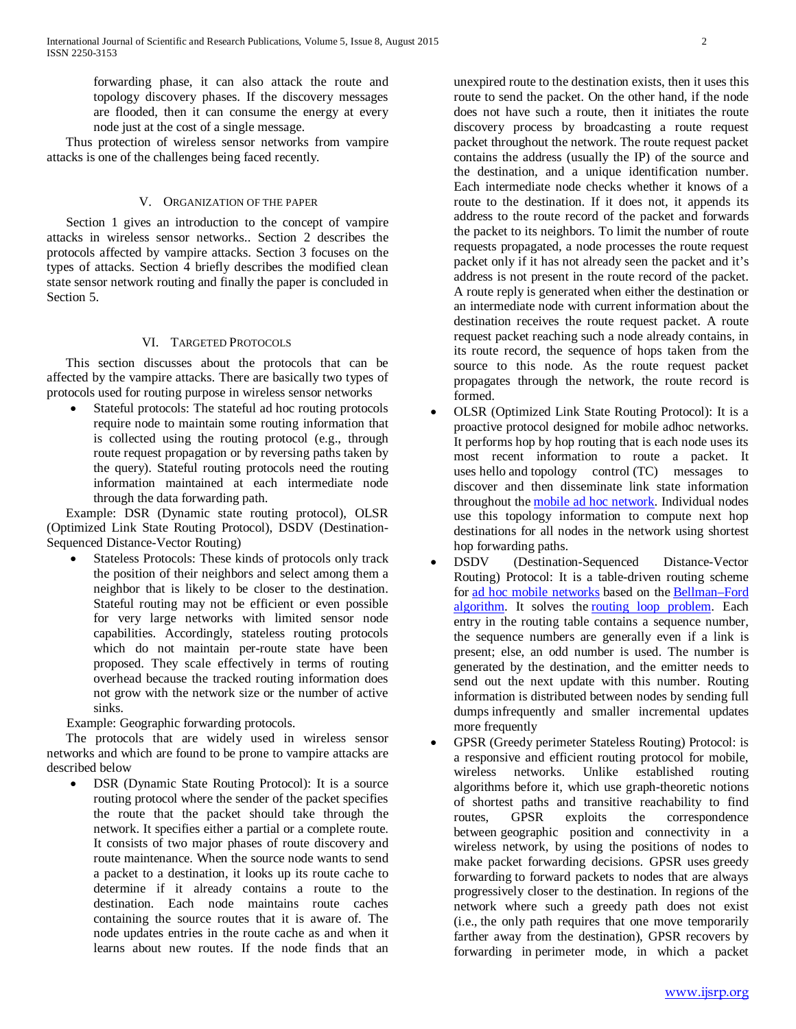forwarding phase, it can also attack the route and topology discovery phases. If the discovery messages are flooded, then it can consume the energy at every node just at the cost of a single message.

Thus protection of wireless sensor networks from vampire attacks is one of the challenges being faced recently.

## V. Organization of the Paper

Section 1 gives an introduction to the concept of vampire attacks in wireless sensor networks.. Section 2 describes the protocols affected by vampire attacks. Section 3 focuses on the types of attacks. Section 4 briefly describes the modified clean state sensor network routing and finally the paper is concluded in Section 5.

## VI. Targeted Protocols

This section discusses about the protocols that can be affected by the vampire attacks. There are basically two types of protocols used for routing purpose in wireless sensor networks

- Stateful protocols: The stateful ad hoc routing protocols require node to maintain some routing information that is collected using the routing protocol (e.g., through route request propagation or by reversing paths taken by the query). Stateful routing protocols need the routing information maintained at each intermediate node through the data forwarding path.

Example: DSR (Dynamic state routing protocol), OLSR (Optimized Link State Routing Protocol), DSDV (Destination-Sequenced Distance-Vector Routing)

- Stateless Protocols: These kinds of protocols only track the position of their neighbors and select among them a neighbor that is likely to be closer to the destination. Stateful routing may not be efficient or even possible for very large networks with limited sensor node capabilities. Accordingly, stateless routing protocols which do not maintain per-route state have been proposed. They scale effectively in terms of routing overhead because the tracked routing information does not grow with the network size or the number of active sinks.

Example: Geographic forwarding protocols.

The protocols that are widely used in wireless sensor networks and which are found to be prone to vampire attacks are described below

- DSR (Dynamic State Routing Protocol): It is a source routing protocol where the sender of the packet specifies the route that the packet should take through the network. It specifies either a partial or a complete route. It consists of two major phases of route discovery and route maintenance. When the source node wants to send a packet to a destination, it looks up its route cache to determine if it already contains a route to the destination. Each node maintains route caches containing the source routes that it is aware of. The node updates entries in the route cache as and when it learns about new routes. If the node finds that an unexpired route to the destination exists, then it uses this route to send the packet. On the other hand, if the node does not have such a route, then it initiates the route discovery process by broadcasting a route request packet throughout the network. The route request packet contains the address (usually the IP) of the source and the destination, and a unique identification number. Each intermediate node checks whether it knows of a route to the destination. If it does not, it appends its address to the route record of the packet and forwards the packet to its neighbors. To limit the number of route requests propagated, a node processes the route request packet only if it has not already seen the packet and it's address is not present in the route record of the packet. A route reply is generated when either the destination or an intermediate node with current information about the destination receives the route request packet. A route request packet reaching such a node already contains, in its route record, the sequence of hops taken from the source to this node. As the route request packet propagates through the network, the route record is formed.
- OLSR (Optimized Link State Routing Protocol): It is a proactive protocol designed for mobile adhoc networks. It performs hop by hop routing that is each node uses its most recent information to route a packet. It uses hello and topology control (TC) messages to discover and then disseminate link state information throughout the mobile ad hoc network. Individual nodes use this topology information to compute next hop destinations for all nodes in the network using shortest hop forwarding paths.
- DSDV (Destination-Sequenced Distance-Vector Routing) Protocol: It is a table-driven routing scheme for ad hoc mobile networks based on the Bellman–Ford algorithm. It solves the routing loop problem. Each entry in the routing table contains a sequence number, the sequence numbers are generally even if a link is present; else, an odd number is used. The number is generated by the destination, and the emitter needs to send out the next update with this number. Routing information is distributed between nodes by sending full dumps infrequently and smaller incremental updates more frequently
- GPSR (Greedy perimeter Stateless Routing) Protocol: is a responsive and efficient routing protocol for mobile, wireless networks. Unlike established routing algorithms before it, which use graph-theoretic notions of shortest paths and transitive reachability to find routes, GPSR exploits the correspondence between geographic position and connectivity in a wireless network, by using the positions of nodes to make packet forwarding decisions. GPSR uses greedy forwarding to forward packets to nodes that are always progressively closer to the destination. In regions of the network where such a greedy path does not exist (i.e., the only path requires that one move temporarily farther away from the destination), GPSR recovers by forwarding in perimeter mode, in which a packet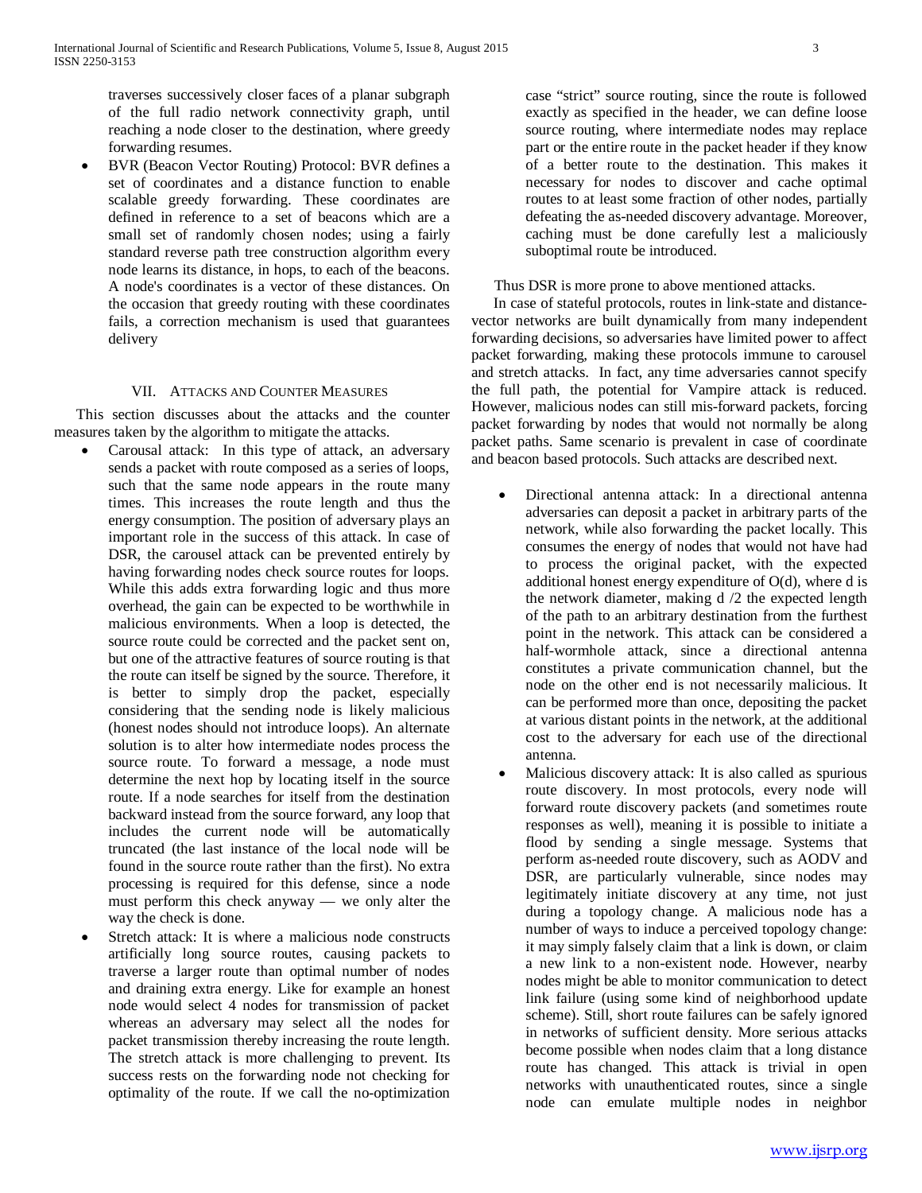traverses successively closer faces of a planar subgraph of the full radio network connectivity graph, until reaching a node closer to the destination, where greedy forwarding resumes.

- BVR (Beacon Vector Routing) Protocol: BVR defines a set of coordinates and a distance function to enable scalable greedy forwarding. These coordinates are defined in reference to a set of beacons which are a small set of randomly chosen nodes; using a fairly standard reverse path tree construction algorithm every node learns its distance, in hops, to each of the beacons. A node's coordinates is a vector of these distances. On the occasion that greedy routing with these coordinates fails, a correction mechanism is used that guarantees delivery

## VII. Attacks and Counter Measures

This section discusses about the attacks and the counter measures taken by the algorithm to mitigate the attacks.

- Carousal attack: In this type of attack, an adversary sends a packet with route composed as a series of loops, such that the same node appears in the route many times. This increases the route length and thus the energy consumption. The position of adversary plays an important role in the success of this attack. In case of DSR, the carousel attack can be prevented entirely by having forwarding nodes check source routes for loops. While this adds extra forwarding logic and thus more overhead, the gain can be expected to be worthwhile in malicious environments. When a loop is detected, the source route could be corrected and the packet sent on, but one of the attractive features of source routing is that the route can itself be signed by the source. Therefore, it is better to simply drop the packet, especially considering that the sending node is likely malicious (honest nodes should not introduce loops). An alternate solution is to alter how intermediate nodes process the source route. To forward a message, a node must determine the next hop by locating itself in the source route. If a node searches for itself from the destination backward instead from the source forward, any loop that includes the current node will be automatically truncated (the last instance of the local node will be found in the source route rather than the first). No extra processing is required for this defense, since a node must perform this check anyway — we only alter the way the check is done.
- Stretch attack: It is where a malicious node constructs artificially long source routes, causing packets to traverse a larger route than optimal number of nodes and draining extra energy. Like for example an honest node would select 4 nodes for transmission of packet whereas an adversary may select all the nodes for packet transmission thereby increasing the route length. The stretch attack is more challenging to prevent. Its success rests on the forwarding node not checking for optimality of the route. If we call the no-optimization case "strict" source routing, since the route is followed exactly as specified in the header, we can define loose source routing, where intermediate nodes may replace part or the entire route in the packet header if they know of a better route to the destination. This makes it necessary for nodes to discover and cache optimal routes to at least some fraction of other nodes, partially defeating the as-needed discovery advantage. Moreover, caching must be done carefully lest a maliciously suboptimal route be introduced.

Thus DSR is more prone to above mentioned attacks.

In case of stateful protocols, routes in link-state and distance-vector networks are built dynamically from many independent forwarding decisions, so adversaries have limited power to affect packet forwarding, making these protocols immune to carousel and stretch attacks. In fact, any time adversaries cannot specify the full path, the potential for Vampire attack is reduced. However, malicious nodes can still mis-forward packets, forcing packet forwarding by nodes that would not normally be along packet paths. Same scenario is prevalent in case of coordinate and beacon based protocols. Such attacks are described next.

- Directional antenna attack: In a directional antenna adversaries can deposit a packet in arbitrary parts of the network, while also forwarding the packet locally. This consumes the energy of nodes that would not have had to process the original packet, with the expected additional honest energy expenditure of O(d), where d is the network diameter, making d /2 the expected length of the path to an arbitrary destination from the furthest point in the network. This attack can be considered a half-wormhole attack, since a directional antenna constitutes a private communication channel, but the node on the other end is not necessarily malicious. It can be performed more than once, depositing the packet at various distant points in the network, at the additional cost to the adversary for each use of the directional antenna.
- Malicious discovery attack: It is also called as spurious route discovery. In most protocols, every node will forward route discovery packets (and sometimes route responses as well), meaning it is possible to initiate a flood by sending a single message. Systems that perform as-needed route discovery, such as AODV and DSR, are particularly vulnerable, since nodes may legitimately initiate discovery at any time, not just during a topology change. A malicious node has a number of ways to induce a perceived topology change: it may simply falsely claim that a link is down, or claim a new link to a non-existent node. However, nearby nodes might be able to monitor communication to detect link failure (using some kind of neighborhood update scheme). Still, short route failures can be safely ignored in networks of sufficient density. More serious attacks become possible when nodes claim that a long distance route has changed. This attack is trivial in open networks with unauthenticated routes, since a single node can emulate multiple nodes in neighbor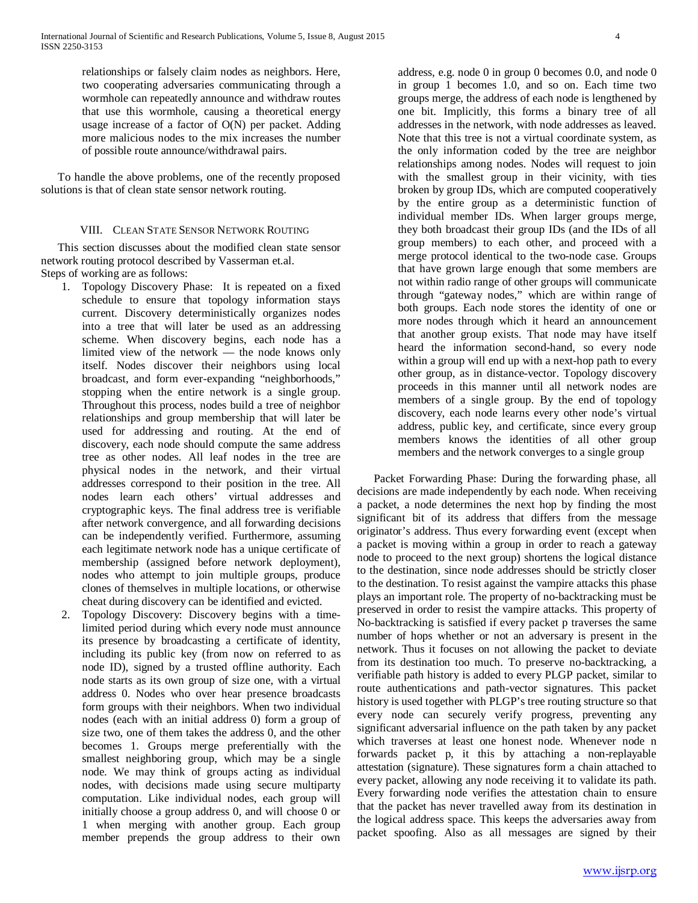relationships or falsely claim nodes as neighbors. Here, two cooperating adversaries communicating through a wormhole can repeatedly announce and withdraw routes that use this wormhole, causing a theoretical energy usage increase of a factor of O(N) per packet. Adding more malicious nodes to the mix increases the number of possible route announce/withdrawal pairs.

To handle the above problems, one of the recently proposed solutions is that of clean state sensor network routing.

## VIII. Clean State Sensor Network Routing

This section discusses about the modified clean state sensor network routing protocol described by Vasserman et.al.

Steps of working are as follows:

1. Topology Discovery Phase: It is repeated on a fixed schedule to ensure that topology information stays current. Discovery deterministically organizes nodes into a tree that will later be used as an addressing scheme. When discovery begins, each node has a limited view of the network — the node knows only itself. Nodes discover their neighbors using local broadcast, and form ever-expanding "neighborhoods," stopping when the entire network is a single group. Throughout this process, nodes build a tree of neighbor relationships and group membership that will later be used for addressing and routing. At the end of discovery, each node should compute the same address tree as other nodes. All leaf nodes in the tree are physical nodes in the network, and their virtual addresses correspond to their position in the tree. All nodes learn each others' virtual addresses and cryptographic keys. The final address tree is verifiable after network convergence, and all forwarding decisions can be independently verified. Furthermore, assuming each legitimate network node has a unique certificate of membership (assigned before network deployment), nodes who attempt to join multiple groups, produce clones of themselves in multiple locations, or otherwise cheat during discovery can be identified and evicted.
2. Topology Discovery: Discovery begins with a time-limited period during which every node must announce its presence by broadcasting a certificate of identity, including its public key (from now on referred to as node ID), signed by a trusted offline authority. Each node starts as its own group of size one, with a virtual address 0. Nodes who over hear presence broadcasts form groups with their neighbors. When two individual nodes (each with an initial address 0) form a group of size two, one of them takes the address 0, and the other becomes 1. Groups merge preferentially with the smallest neighboring group, which may be a single node. We may think of groups acting as individual nodes, with decisions made using secure multiparty computation. Like individual nodes, each group will initially choose a group address 0, and will choose 0 or 1 when merging with another group. Each group member prepends the group address to their own address, e.g. node 0 in group 0 becomes 0.0, and node 0 in group 1 becomes 1.0, and so on. Each time two groups merge, the address of each node is lengthened by one bit. Implicitly, this forms a binary tree of all addresses in the network, with node addresses as leaved. Note that this tree is not a virtual coordinate system, as the only information coded by the tree are neighbor relationships among nodes. Nodes will request to join with the smallest group in their vicinity, with ties broken by group IDs, which are computed cooperatively by the entire group as a deterministic function of individual member IDs. When larger groups merge, they both broadcast their group IDs (and the IDs of all group members) to each other, and proceed with a merge protocol identical to the two-node case. Groups that have grown large enough that some members are not within radio range of other groups will communicate through "gateway nodes," which are within range of both groups. Each node stores the identity of one or more nodes through which it heard an announcement that another group exists. That node may have itself heard the information second-hand, so every node within a group will end up with a next-hop path to every other group, as in distance-vector. Topology discovery proceeds in this manner until all network nodes are members of a single group. By the end of topology discovery, each node learns every other node's virtual address, public key, and certificate, since every group members knows the identities of all other group members and the network converges to a single group

Packet Forwarding Phase: During the forwarding phase, all decisions are made independently by each node. When receiving a packet, a node determines the next hop by finding the most significant bit of its address that differs from the message originator's address. Thus every forwarding event (except when a packet is moving within a group in order to reach a gateway node to proceed to the next group) shortens the logical distance to the destination, since node addresses should be strictly closer to the destination. To resist against the vampire attacks this phase plays an important role. The property of no-backtracking must be preserved in order to resist the vampire attacks. This property of No-backtracking is satisfied if every packet p traverses the same number of hops whether or not an adversary is present in the network. Thus it focuses on not allowing the packet to deviate from its destination too much. To preserve no-backtracking, a verifiable path history is added to every PLGP packet, similar to route authentications and path-vector signatures. This packet history is used together with PLGP's tree routing structure so that every node can securely verify progress, preventing any significant adversarial influence on the path taken by any packet which traverses at least one honest node. Whenever node n forwards packet p, it this by attaching a non-replayable attestation (signature). These signatures form a chain attached to every packet, allowing any node receiving it to validate its path. Every forwarding node verifies the attestation chain to ensure that the packet has never travelled away from its destination in the logical address space. This keeps the adversaries away from packet spoofing. Also as all messages are signed by their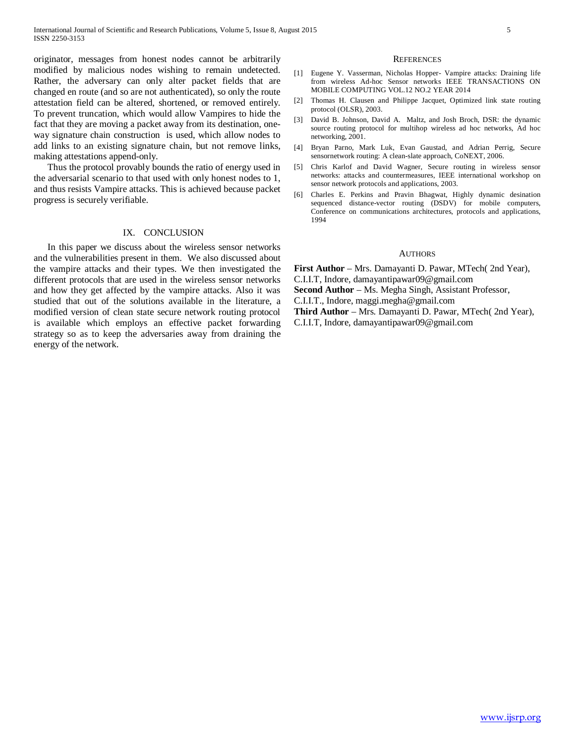originator, messages from honest nodes cannot be arbitrarily modified by malicious nodes wishing to remain undetected. Rather, the adversary can only alter packet fields that are changed en route (and so are not authenticated), so only the route attestation field can be altered, shortened, or removed entirely. To prevent truncation, which would allow Vampires to hide the fact that they are moving a packet away from its destination, one-way signature chain construction is used, which allow nodes to add links to an existing signature chain, but not remove links, making attestations append-only.

Thus the protocol provably bounds the ratio of energy used in the adversarial scenario to that used with only honest nodes to 1, and thus resists Vampire attacks. This is achieved because packet progress is securely verifiable.

## IX. CONCLUSION

In this paper we discuss about the wireless sensor networks and the vulnerabilities present in them. We also discussed about the vampire attacks and their types. We then investigated the different protocols that are used in the wireless sensor networks and how they get affected by the vampire attacks. Also it was studied that out of the solutions available in the literature, a modified version of clean state secure network routing protocol is available which employs an effective packet forwarding strategy so as to keep the adversaries away from draining the energy of the network.

## REFERENCES

[1] Eugene Y. Vasserman, Nicholas Hopper- Vampire attacks: Draining life from wireless Ad-hoc Sensor networks IEEE TRANSACTIONS ON MOBILE COMPUTING VOL.12 NO.2 YEAR 2014

[2] Thomas H. Clausen and Philippe Jacquet, Optimized link state routing protocol (OLSR), 2003.

[3] David B. Johnson, David A. Maltz, and Josh Broch, DSR: the dynamic source routing protocol for multihop wireless ad hoc networks, Ad hoc networking, 2001.

[4] Bryan Parno, Mark Luk, Evan Gaustad, and Adrian Perrig, Secure sensornetwork routing: A clean-slate approach, CoNEXT, 2006.

[5] Chris Karlof and David Wagner, Secure routing in wireless sensor networks: attacks and countermeasures, IEEE international workshop on sensor network protocols and applications, 2003.

[6] Charles E. Perkins and Pravin Bhagwat, Highly dynamic desination sequenced distance-vector routing (DSDV) for mobile computers, Conference on communications architectures, protocols and applications, 1994

## AUTHORS

**First Author** – Mrs. Damayanti D. Pawar, MTech( 2nd Year), C.I.I.T, Indore, damayantipawar09@gmail.com

**Second Author** – Ms. Megha Singh, Assistant Professor, C.I.I.T., Indore, maggi.megha@gmail.com

**Third Author** – Mrs. Damayanti D. Pawar, MTech( 2nd Year), C.I.I.T, Indore, damayantipawar09@gmail.com